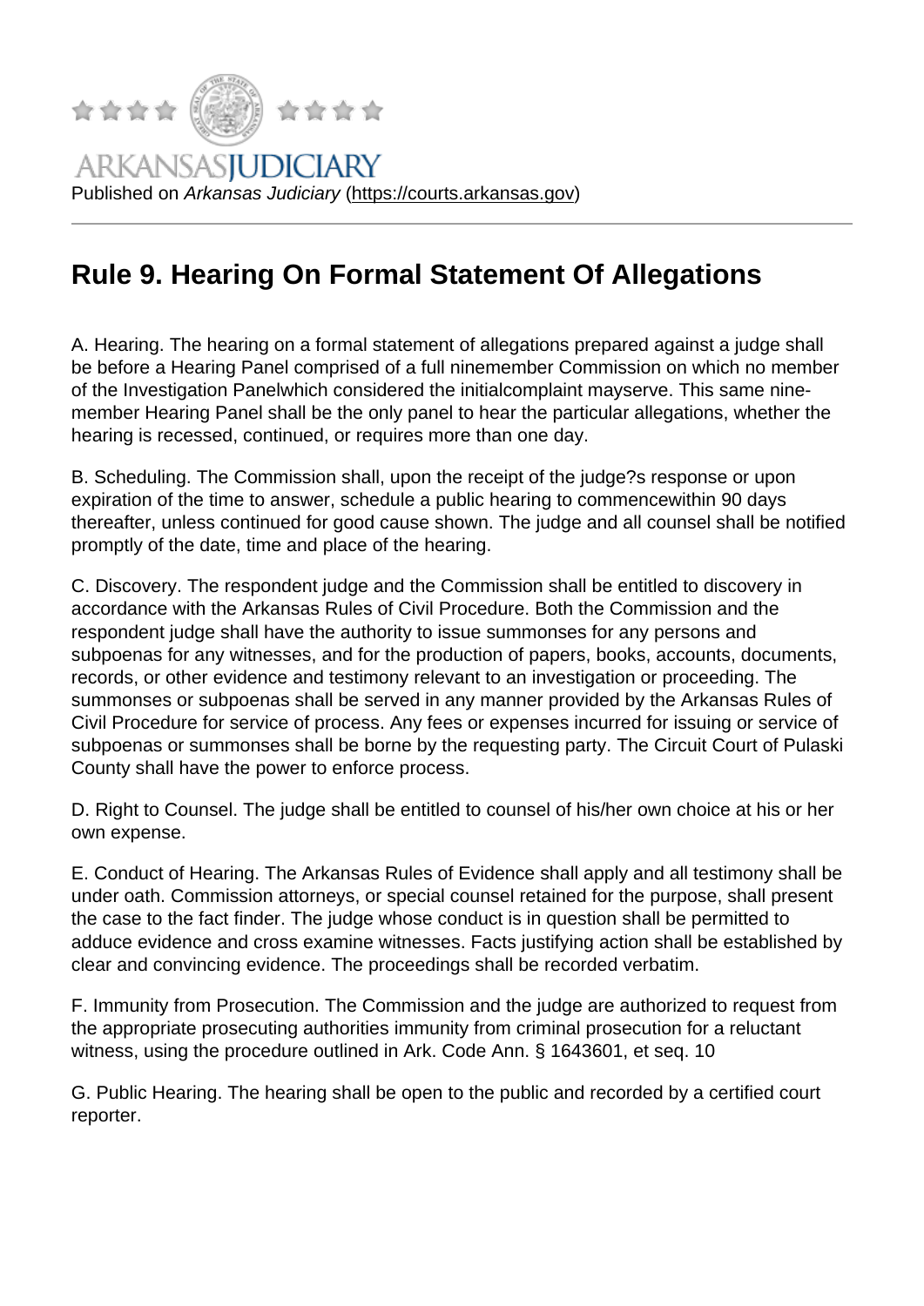ARKANSAS JUDICIARY

Published on *Arkansas Judiciary* (https://courts.arkansas.gov)

# Rule 9. Hearing On Formal Statement Of Allegations

A. Hearing. The hearing on a formal statement of allegations prepared against a judge shall be before a Hearing Panel comprised of a full ninemember Commission on which no member of the Investigation Panelwhich considered the initialcomplaint mayserve. This same nine-member Hearing Panel shall be the only panel to hear the particular allegations, whether the hearing is recessed, continued, or requires more than one day.

B. Scheduling. The Commission shall, upon the receipt of the judge?s response or upon expiration of the time to answer, schedule a public hearing to commencewithin 90 days thereafter, unless continued for good cause shown. The judge and all counsel shall be notified promptly of the date, time and place of the hearing.

C. Discovery. The respondent judge and the Commission shall be entitled to discovery in accordance with the Arkansas Rules of Civil Procedure. Both the Commission and the respondent judge shall have the authority to issue summonses for any persons and subpoenas for any witnesses, and for the production of papers, books, accounts, documents, records, or other evidence and testimony relevant to an investigation or proceeding. The summonses or subpoenas shall be served in any manner provided by the Arkansas Rules of Civil Procedure for service of process. Any fees or expenses incurred for issuing or service of subpoenas or summonses shall be borne by the requesting party. The Circuit Court of Pulaski County shall have the power to enforce process.

D. Right to Counsel. The judge shall be entitled to counsel of his/her own choice at his or her own expense.

E. Conduct of Hearing. The Arkansas Rules of Evidence shall apply and all testimony shall be under oath. Commission attorneys, or special counsel retained for the purpose, shall present the case to the fact finder. The judge whose conduct is in question shall be permitted to adduce evidence and cross examine witnesses. Facts justifying action shall be established by clear and convincing evidence. The proceedings shall be recorded verbatim.

F. Immunity from Prosecution. The Commission and the judge are authorized to request from the appropriate prosecuting authorities immunity from criminal prosecution for a reluctant witness, using the procedure outlined in Ark. Code Ann. § 1643601, et seq. 10

G. Public Hearing. The hearing shall be open to the public and recorded by a certified court reporter.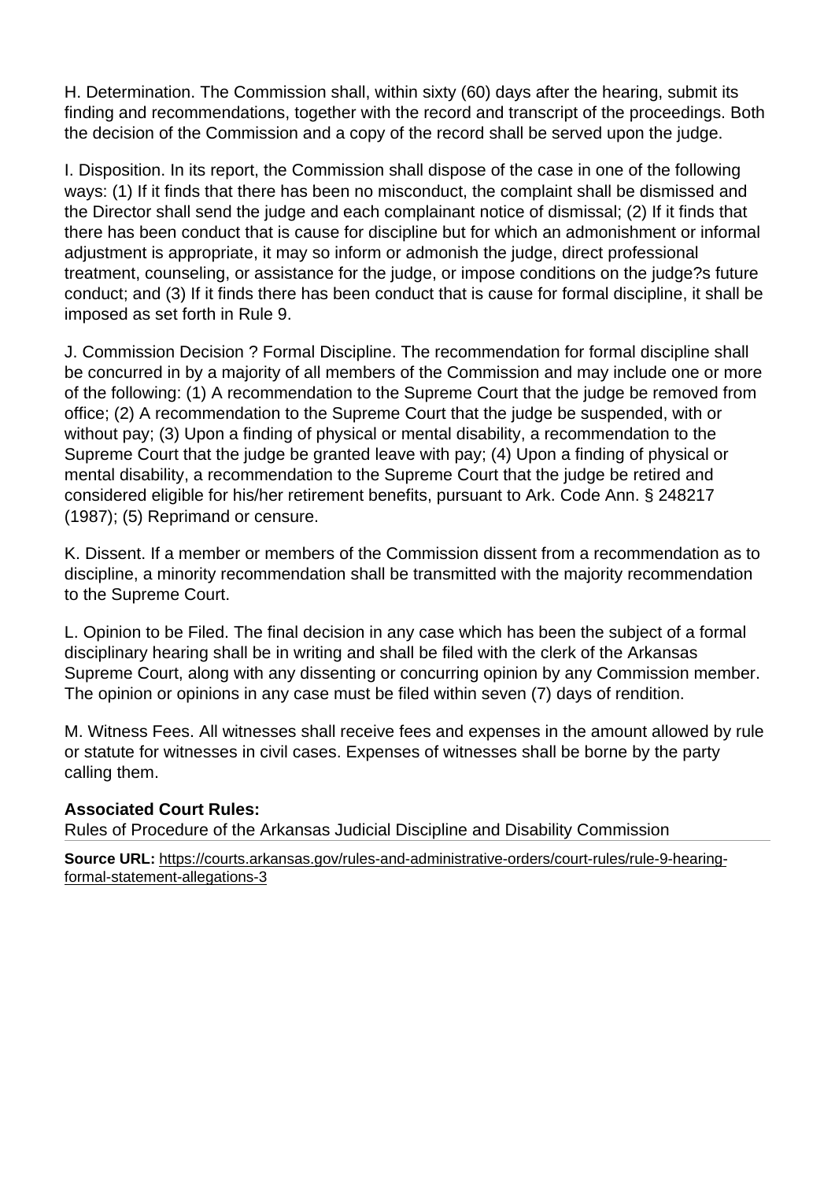H. Determination. The Commission shall, within sixty (60) days after the hearing, submit its finding and recommendations, together with the record and transcript of the proceedings. Both the decision of the Commission and a copy of the record shall be served upon the judge.

I. Disposition. In its report, the Commission shall dispose of the case in one of the following ways: (1) If it finds that there has been no misconduct, the complaint shall be dismissed and the Director shall send the judge and each complainant notice of dismissal; (2) If it finds that there has been conduct that is cause for discipline but for which an admonishment or informal adjustment is appropriate, it may so inform or admonish the judge, direct professional treatment, counseling, or assistance for the judge, or impose conditions on the judge?s future conduct; and (3) If it finds there has been conduct that is cause for formal discipline, it shall be imposed as set forth in Rule 9.

J. Commission Decision ? Formal Discipline. The recommendation for formal discipline shall be concurred in by a majority of all members of the Commission and may include one or more of the following: (1) A recommendation to the Supreme Court that the judge be removed from office; (2) A recommendation to the Supreme Court that the judge be suspended, with or without pay; (3) Upon a finding of physical or mental disability, a recommendation to the Supreme Court that the judge be granted leave with pay; (4) Upon a finding of physical or mental disability, a recommendation to the Supreme Court that the judge be retired and considered eligible for his/her retirement benefits, pursuant to Ark. Code Ann. § 248217 (1987); (5) Reprimand or censure.

K. Dissent. If a member or members of the Commission dissent from a recommendation as to discipline, a minority recommendation shall be transmitted with the majority recommendation to the Supreme Court.

L. Opinion to be Filed. The final decision in any case which has been the subject of a formal disciplinary hearing shall be in writing and shall be filed with the clerk of the Arkansas Supreme Court, along with any dissenting or concurring opinion by any Commission member. The opinion or opinions in any case must be filed within seven (7) days of rendition.

M. Witness Fees. All witnesses shall receive fees and expenses in the amount allowed by rule or statute for witnesses in civil cases. Expenses of witnesses shall be borne by the party calling them.

**Associated Court Rules:**
Rules of Procedure of the Arkansas Judicial Discipline and Disability Commission

**Source URL:** https://courts.arkansas.gov/rules-and-administrative-orders/court-rules/rule-9-hearing-formal-statement-allegations-3